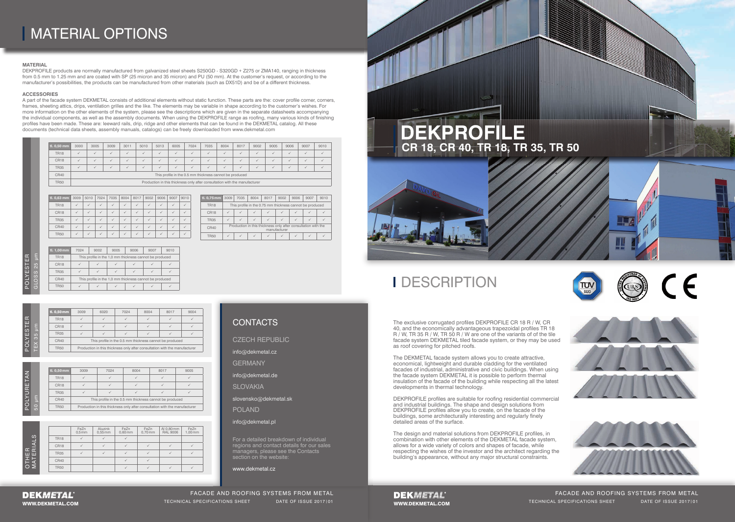# MATERIAL OPTIONS

**MATERIAL**

DEKPROFILE products are normally manufactured from galvanized steel sheets S250GD - S320GD + Z275 or ZMA140, ranging in thickness from 0.5 mm to 1.25 mm and are coated with SP (25 micron and 35 micron) and PU (50 mm). At the customer's request, or according to the manufacturer's possibilities, the products can be manufactured from other materials (such as DX51D) and be of a different thickness.

**ACCESSORIES**

A part of the facade system DEKMETAL consists of additional elements without static function. These parts are the: cover profile corner, corners, frames, sheeting attics, drips, ventilation grilles and the like. The elements may be variable in shape according to the customer's wishes. For more information on the other elements of the system, please see the descriptions which are given in the separate datasheets accompanying the individual components, as well as the assembly documents. When using the DEKPROFILE range as roofing, many various kinds of finishing profiles have been made. These are: leeward rails, drip, ridge and other elements that can be found in the DEKMETAL catalog. All these documents (technical data sheets, assembly manuals, catalogs) can be freely downloaded from www.dekmetal.com

**POLYESTER GLOSS 25 µm**

| tl. 0,50 mm | 3000 | 3005 | 3009 | 3011 | 5010 | 5013 | 6005 | 7024 | 7035 | 8004 | 8017 | 9002 | 9005 | 9006 | 9007 | 9010 |
|---|---|---|---|---|---|---|---|---|---|---|---|---|---|---|---|---|
| TR18 | ✓ | ✓ | ✓ | ✓ | ✓ | ✓ | ✓ | ✓ | ✓ | ✓ | ✓ | ✓ | ✓ | ✓ | ✓ | ✓ |
| CR18 | ✓ | ✓ | ✓ | ✓ | ✓ | ✓ | ✓ | ✓ | ✓ | ✓ | ✓ | ✓ | ✓ | ✓ | ✓ | ✓ |
| TR35 | ✓ | ✓ | ✓ | ✓ | ✓ | ✓ | ✓ | ✓ | ✓ | ✓ | ✓ | ✓ | ✓ | ✓ | ✓ | ✓ |
| CR40 | This profile in the 0.5 mm thickness cannot be produced | | | | | | | | | | | | | | | |
| TR50 | Production in this thickness only after consultation with the manufacturer | | | | | | | | | | | | | | | |

| tl. 0,63 mm | 3009 | 5010 | 7024 | 7035 | 8004 | 8017 | 9002 | 9006 | 9007 | 9010 |
|---|---|---|---|---|---|---|---|---|---|---|
| TR18 | ✓ | ✓ | ✓ | ✓ | ✓ | ✓ | ✓ | ✓ | ✓ | ✓ |
| CR18 | ✓ | ✓ | ✓ | ✓ | ✓ | ✓ | ✓ | ✓ | ✓ | ✓ |
| TR35 | ✓ | ✓ | ✓ | ✓ | ✓ | ✓ | ✓ | ✓ | ✓ | ✓ |
| CR40 | ✓ | ✓ | ✓ | ✓ | ✓ | ✓ | ✓ | ✓ | ✓ | ✓ |
| TR50 | ✓ | ✓ | ✓ | ✓ | ✓ | ✓ | ✓ | ✓ | ✓ | ✓ |

| tl. 0,75 mm | 3009 | 7035 | 8004 | 8017 | 9002 | 9006 | 9007 | 9010 |
|---|---|---|---|---|---|---|---|---|
| TR18 | This profile in the 0.75 mm thickness cannot be produced | | | | | | | |
| CR18 | ✓ | ✓ | ✓ | ✓ | ✓ | ✓ | ✓ | ✓ |
| TR35 | ✓ | ✓ | ✓ | ✓ | ✓ | ✓ | ✓ | ✓ |
| CR40 | Production in this thickness only after consultation with the manufacturer | | | | | | | |
| TR50 | ✓ | ✓ | ✓ | ✓ | ✓ | ✓ | ✓ | ✓ |

| tl. 1,00 mm | 7024 | 9002 | 9005 | 9006 | 9007 | 9010 |
|---|---|---|---|---|---|---|
| TR18 | This profile in the 1.0 mm thickness cannot be produced | | | | | |
| CR18 | ✓ | ✓ | ✓ | ✓ | ✓ | ✓ |
| TR35 | ✓ | ✓ | ✓ | ✓ | ✓ | ✓ |
| CR40 | This profile in the 1.0 mm thickness cannot be produced | | | | | |
| TR50 | ✓ | ✓ | ✓ | ✓ | ✓ | ✓ |

**POLYESTER TEX 35 µm**

| tl. 0,50 mm | 3009 | 6020 | 7024 | 8004 | 8017 | 9004 |
|---|---|---|---|---|---|---|
| TR18 | ✓ | ✓ | ✓ | ✓ | ✓ | ✓ |
| CR18 | ✓ | ✓ | ✓ | ✓ | ✓ | ✓ |
| TR35 | ✓ | ✓ | ✓ | ✓ | ✓ | ✓ |
| CR40 | This profile in the 0.5 mm thickness cannot be produced | | | | | |
| TR50 | Production in this thickness only after consultation with the manufacturer | | | | | |

**POLYURETAN 50 µm**

| tl. 0,50 mm | 3009 | 7024 | 8004 | 8017 | 9005 |
|---|---|---|---|---|---|
| TR18 | ✓ | ✓ | ✓ | ✓ | ✓ |
| CR18 | ✓ | ✓ | ✓ | ✓ | ✓ |
| TR35 | ✓ | ✓ | ✓ | ✓ | ✓ |
| CR40 | This profile in the 0.5 mm thickness cannot be produced | | | | |
| TR50 | Production in this thickness only after consultation with the manufacturer | | | | |

**OTHER MATERIALS**

| | FeZn 0,5 mm | Aluzink 0,55 mm | FeZn 0,60 mm | FeZn 0,70 mm | Al 0,80 mm RAL 9006 | FeZn 1,00 mm |
|---|---|---|---|---|---|---|
| TR18 | ✓ | ✓ | ✓ | | | |
| CR18 | ✓ | ✓ | ✓ | ✓ | ✓ | ✓ |
| TR35 | ✓ | ✓ | ✓ | ✓ | ✓ | ✓ |
| CR40 | | | ✓ | ✓ | | |
| TR50 | | | ✓ | ✓ | ✓ | ✓ |

## CONTACTS

CZECH REPUBLIC

info@dekmetal.cz

GERMANY

info@dekmetal.de

SLOVAKIA

slovensko@dekmetal.sk

POLAND

info@dekmetal.pl

For a detailed breakdown of individual regions and contact details for our sales managers, please see the Contacts section on the website:

www.dekmetal.cz

# DEKPROFILE
## CR 18, CR 40, TR 18, TR 35, TR 50

# DESCRIPTION

The exclusive corrugated profiles DEKPROFILE CR 18 R / W, CR 40, and the economically advantageous trapezoidal profiles TR 18 R / W, TR 35 R / W, TR 50 R / W are one of the variants of the tile facade system DEKMETAL tiled facade system, or they may be used as roof covering for pitched roofs.

The DEKMETAL facade system allows you to create attractive, economical, lightweight and durable cladding for the ventilated facades of industrial, administrative and civic buildings. When using the facade system DEKMETAL it is possible to perform thermal insulation of the facade of the building while respecting all the latest developments in thermal technology.

DEKPROFILE profiles are suitable for roofing residential commercial and industrial buildings. The shape and design solutions from DEKPROFILE profiles allow you to create, on the facade of the buildings, some architecturally interesting and regularly finely detailed areas of the surface.

The design and material solutions from DEKPROFILE profiles, in combination with other elements of the DEKMETAL facade system, allows for a wide variety of colors and shapes of facade, while respecting the wishes of the investor and the architect regarding the building's appearance, without any major structural constraints.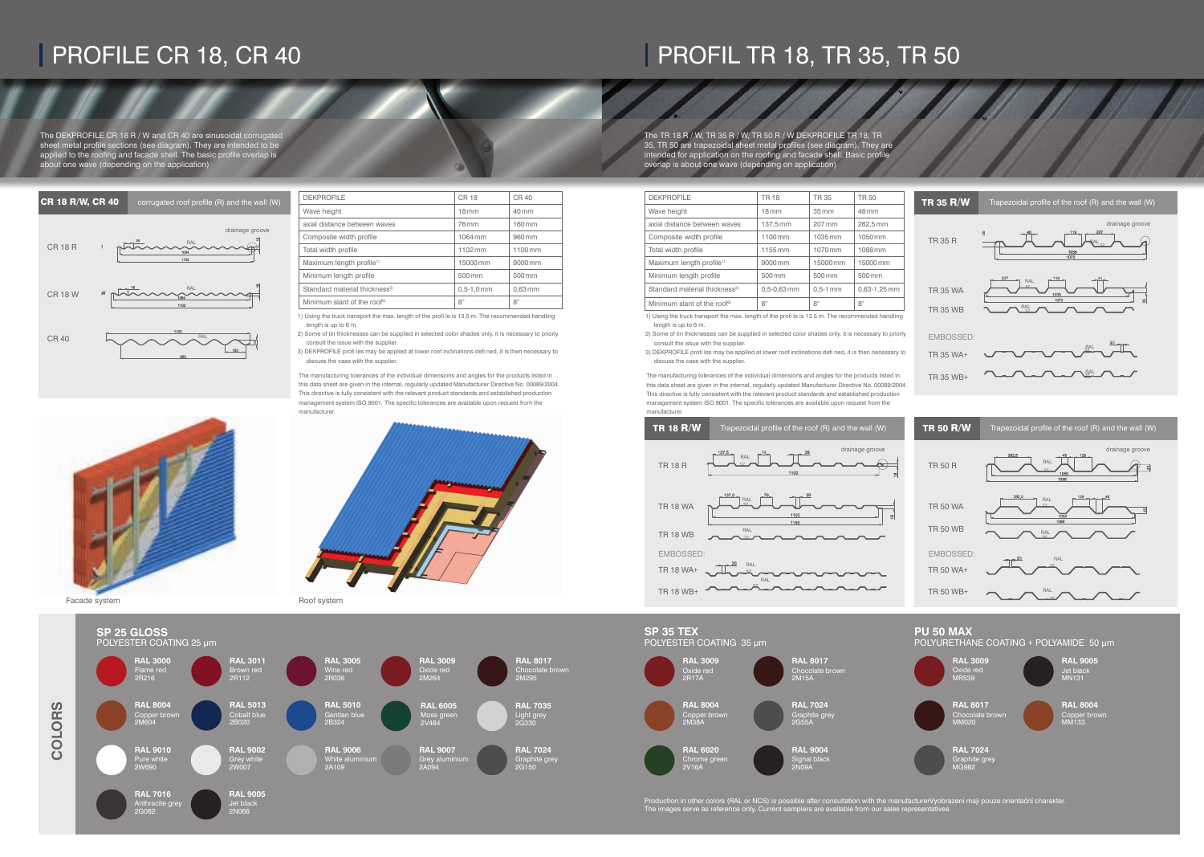# PROFILE CR 18, CR 40

The DEKPROFILE CR 18 R / W and CR 40 are sinusoidal corrugated sheet metal profile sections (see diagram). They are intended to be applied to the roofing and facade shell. The basic profile overlap is about one wave (depending on the application)

## CR 18 R/W, CR 40

corrugated roof profile (R) and the wall (W)

drainage groove

CR 18 R

CR 18 W

CR 40

| DEKPROFILE | CR 18 | CR 40 |
|---|---|---|
| Wave height | 18 mm | 40 mm |
| axial distance between waves | 76 mm | 160 mm |
| Composite width profile | 1064 mm | 960 mm |
| Total width profile | 1102 mm | 1100 mm |
| Maximum length profile[1] | 15000 mm | 9000 mm |
| Minimum length profile | 500 mm | 500 mm |
| Standard material thickness[2] | 0,5-1,0 mm | 0,63 mm |
| Minimum slant of the roof[3] | 8° | 8° |

1) Using the truck transport the max. length of the profi le is 13.5 m. The recommended handling length is up to 6 m.

2) Some of tin thicknesses can be supplied in selected color shades only, it is necessary to priorly consult the issue with the supplier.

3) DEKPROFILE profi les may be applied at lower roof inclinations defi ned, it is then necessary to discuss the case with the supplier.

The manufacturing tolerances of the individual dimensions and angles for the products listed in this data sheet are given in the internal, regularly updated Manufacturer Directive No. 00089/2004. This directive is fully consistent with the relevant product standards and established production management system ISO 9001. The specific tolerances are available upon request from the manufacturer.

Facade system

Roof system

# PROFIL TR 18, TR 35, TR 50

The TR 18 R / W, TR 35 R / W, TR 50 R / W DEKPROFILE TR 18, TR 35, TR 50 are trapezoidal sheet metal profiles (see diagram). They are intended for application on the roofing and facade shell. Basic profile overlap is about one wave (depending on application)

| DEKPROFILE | TR 18 | TR 35 | TR 50 |
|---|---|---|---|
| Wave height | 18 mm | 35 mm | 48 mm |
| axial distance between waves | 137,5 mm | 207 mm | 262,5 mm |
| Composite width profile | 1100 mm | 1035 mm | 1050 mm |
| Total width profile | 1155 mm | 1070 mm | 1088 mm |
| Maximum length profile[1] | 9000 mm | 15000 mm | 15000 mm |
| Minimum length profile | 500 mm | 500 mm | 500 mm |
| Standard material thickness[2] | 0,5-0,63 mm | 0,5-1 mm | 0,63-1,25 mm |
| Minimum slant of the roof[3] | 8° | 8° | 8° |

1) Using the truck transport the max. length of the profi le is 13.5 m. The recommended handling length is up to 6 m.

2) Some of tin thicknesses can be supplied in selected color shades only, it is necessary to priorly consult the issue with the supplier.

3) DEKPROFILE profi les may be applied at lower roof inclinations defi ned, it is then necessary to discuss the case with the supplier.

The manufacturing tolerances of the individual dimensions and angles for the products listed in this data sheet are given in the internal, regularly updated Manufacturer Directive No. 00089/2004. This directive is fully consistent with the relevant product standards and established production management system ISO 9001. The specific tolerances are available upon request from the manufacturer.

## TR 35 R/W

Trapezoidal profile of the roof (R) and the wall (W)

drainage groove

TR 35 R

TR 35 WA

TR 35 WB

EMBOSSED:

TR 35 WA+

TR 35 WB+

## TR 18 R/W

Trapezoidal profile of the roof (R) and the wall (W)

drainage groove

TR 18 R

TR 18 WA

TR 18 WB

EMBOSSED:

TR 18 WA+

TR 18 WB+

## TR 50 R/W

Trapezoidal profile of the roof (R) and the wall (W)

drainage groove

TR 50 R

TR 50 WA

TR 50 WB

EMBOSSED:

TR 50 WA+

TR 50 WB+

# COLORS

## SP 25 GLOSS

POLYESTER COATING 25 µm

- RAL 3000 Flame red 2R216
- RAL 3011 Brown red 2R112
- RAL 3005 Wine red 2R036
- RAL 3009 Oxide red 2M264
- RAL 8017 Chocolate brown 2M295
- RAL 8004 Copper brown 2M604
- RAL 5013 Cobalt blue 2B020
- RAL 5010 Gentian blue 2B324
- RAL 6005 Moss green 2V484
- RAL 7035 Light grey 2G330
- RAL 9010 Pure white 2W690
- RAL 9002 Grey white 2W007
- RAL 9006 White aluminium 2A109
- RAL 9007 Grey aluminium 2A094
- RAL 7024 Graphite grey 2G150
- RAL 7016 Anthracite grey 2G082
- RAL 9005 Jet black 2N068

## SP 35 TEX

POLYESTER COATING 35 µm

- RAL 3009 Oxide red 2R17A
- RAL 8017 Chocolate brown 2M15A
- RAL 8004 Copper brown 2M38A
- RAL 7024 Graphite grey 2G55A
- RAL 6020 Chrome green 2V16A
- RAL 9004 Signal black 2N09A

## PU 50 MAX

POLYURETHANE COATING + POLYAMIDE 50 µm

- RAL 3009 Oxide red MR539
- RAL 9005 Jet black MN131
- RAL 8017 Chocolate brown MM020
- RAL 8004 Copper brown MM133
- RAL 7024 Graphite grey MG982

Production in other colors (RAL or NCS) is possible after consultation with the manufacturerVyobrazení mají pouze orientační charakter. The images serve as reference only. Current samplers are available from our sales representatives